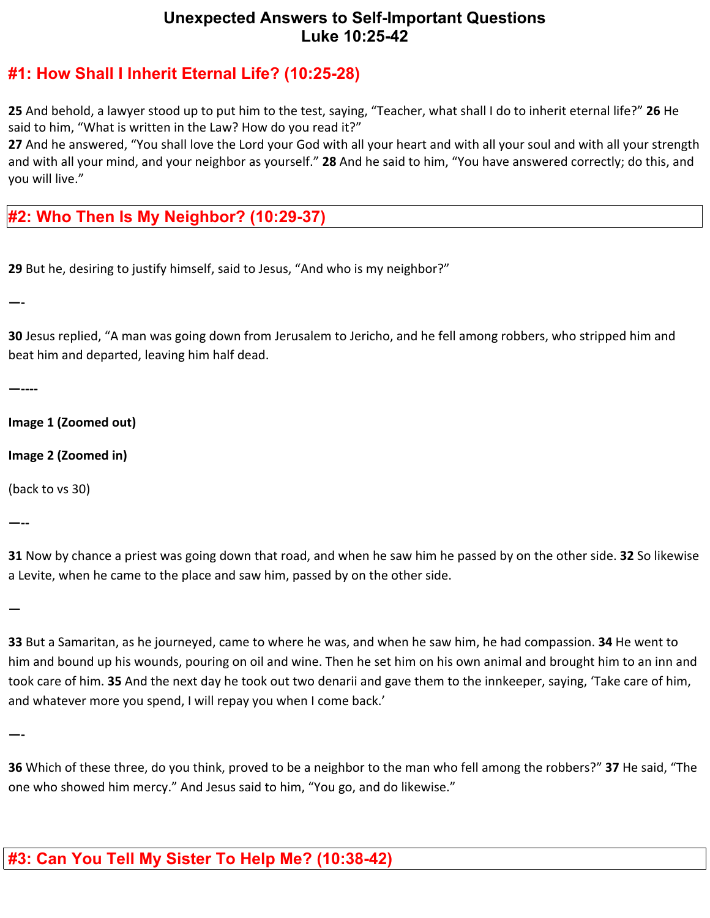# Unexpected Answers to Self-Important Questions
# Luke 10:25-42

## #1: How Shall I Inherit Eternal Life? (10:25-28)

**25** And behold, a lawyer stood up to put him to the test, saying, “Teacher, what shall I do to inherit eternal life?” **26** He said to him, “What is written in the Law? How do you read it?”
**27** And he answered, “You shall love the Lord your God with all your heart and with all your soul and with all your strength and with all your mind, and your neighbor as yourself.” **28** And he said to him, “You have answered correctly; do this, and you will live.”

## #2: Who Then Is My Neighbor? (10:29-37)

**29** But he, desiring to justify himself, said to Jesus, “And who is my neighbor?”

—-

**30** Jesus replied, “A man was going down from Jerusalem to Jericho, and he fell among robbers, who stripped him and beat him and departed, leaving him half dead.

—----

**Image 1 (Zoomed out)**

**Image 2 (Zoomed in)**

(back to vs 30)

—--

**31** Now by chance a priest was going down that road, and when he saw him he passed by on the other side. **32** So likewise a Levite, when he came to the place and saw him, passed by on the other side.

—

**33** But a Samaritan, as he journeyed, came to where he was, and when he saw him, he had compassion. **34** He went to him and bound up his wounds, pouring on oil and wine. Then he set him on his own animal and brought him to an inn and took care of him. **35** And the next day he took out two denarii and gave them to the innkeeper, saying, ‘Take care of him, and whatever more you spend, I will repay you when I come back.’

—-

**36** Which of these three, do you think, proved to be a neighbor to the man who fell among the robbers?” **37** He said, “The one who showed him mercy.” And Jesus said to him, “You go, and do likewise.”

## #3: Can You Tell My Sister To Help Me? (10:38-42)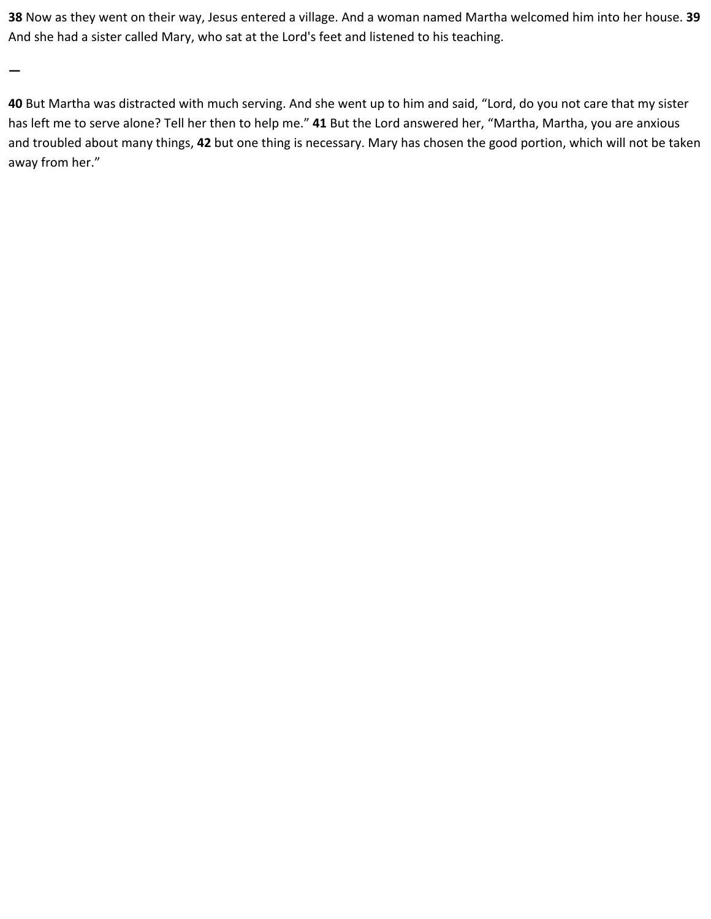**38** Now as they went on their way, Jesus entered a village. And a woman named Martha welcomed him into her house. **39** And she had a sister called Mary, who sat at the Lord's feet and listened to his teaching.

—

**40** But Martha was distracted with much serving. And she went up to him and said, "Lord, do you not care that my sister has left me to serve alone? Tell her then to help me." **41** But the Lord answered her, "Martha, Martha, you are anxious and troubled about many things, **42** but one thing is necessary. Mary has chosen the good portion, which will not be taken away from her."